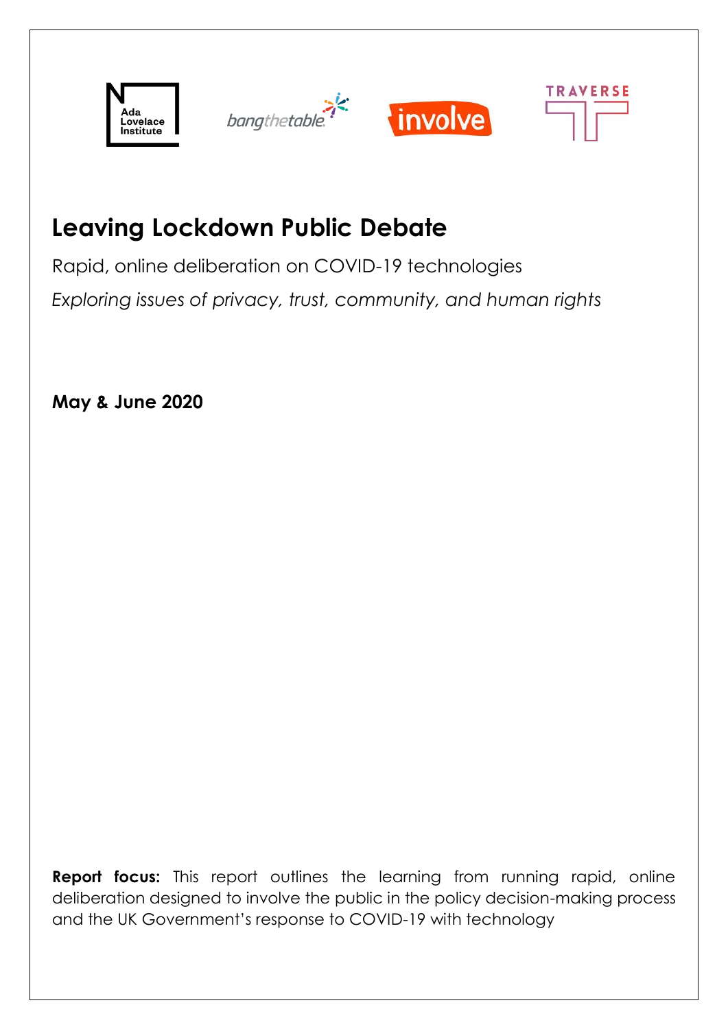Ada Lovelace Institute

bangthetable

involve

TRAVERSE

# Leaving Lockdown Public Debate

Rapid, online deliberation on COVID-19 technologies

*Exploring issues of privacy, trust, community, and human rights*

**May & June 2020**

**Report focus:** This report outlines the learning from running rapid, online deliberation designed to involve the public in the policy decision-making process and the UK Government's response to COVID-19 with technology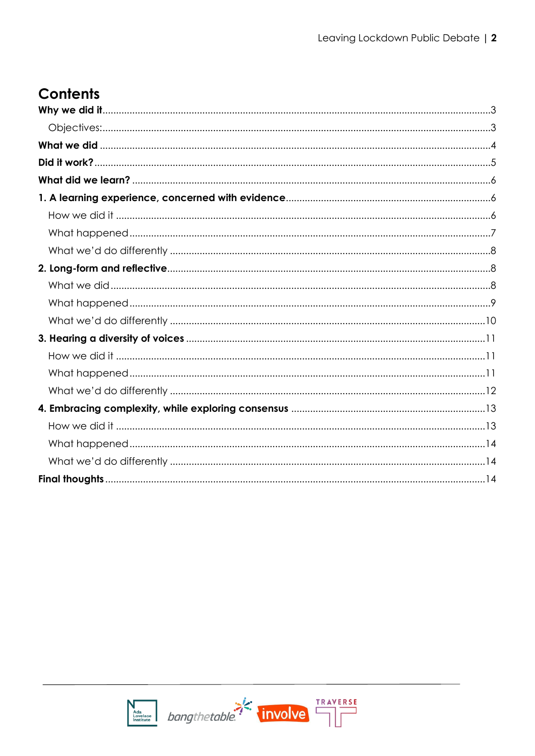# Contents

**Why we did it**......3

Objectives:......3

**What we did**......4

**Did it work?**......5

**What did we learn?**......6

**1. A learning experience, concerned with evidence**......6

How we did it......6

What happened......7

What we'd do differently......8

**2. Long-form and reflective**......8

What we did......8

What happened......9

What we'd do differently......10

**3. Hearing a diversity of voices**......11

How we did it......11

What happened......11

What we'd do differently......12

**4. Embracing complexity, while exploring consensus**......13

How we did it......13

What happened......14

What we'd do differently......14

**Final thoughts**......14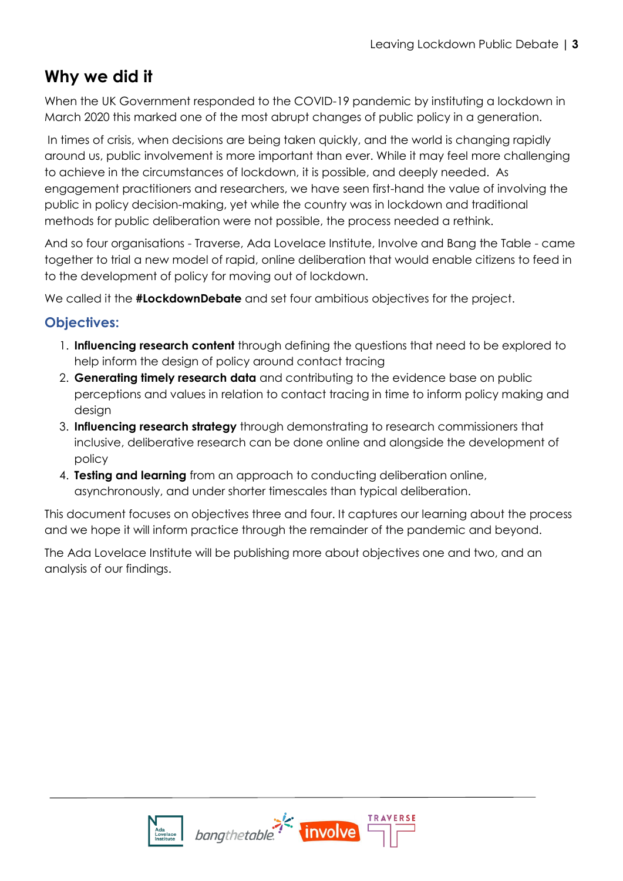## Why we did it

When the UK Government responded to the COVID-19 pandemic by instituting a lockdown in March 2020 this marked one of the most abrupt changes of public policy in a generation.

In times of crisis, when decisions are being taken quickly, and the world is changing rapidly around us, public involvement is more important than ever. While it may feel more challenging to achieve in the circumstances of lockdown, it is possible, and deeply needed. As engagement practitioners and researchers, we have seen first-hand the value of involving the public in policy decision-making, yet while the country was in lockdown and traditional methods for public deliberation were not possible, the process needed a rethink.

And so four organisations - Traverse, Ada Lovelace Institute, Involve and Bang the Table - came together to trial a new model of rapid, online deliberation that would enable citizens to feed in to the development of policy for moving out of lockdown.

We called it the **#LockdownDebate** and set four ambitious objectives for the project.

### Objectives:

1. **Influencing research content** through defining the questions that need to be explored to help inform the design of policy around contact tracing
2. **Generating timely research data** and contributing to the evidence base on public perceptions and values in relation to contact tracing in time to inform policy making and design
3. **Influencing research strategy** through demonstrating to research commissioners that inclusive, deliberative research can be done online and alongside the development of policy
4. **Testing and learning** from an approach to conducting deliberation online, asynchronously, and under shorter timescales than typical deliberation.

This document focuses on objectives three and four. It captures our learning about the process and we hope it will inform practice through the remainder of the pandemic and beyond.

The Ada Lovelace Institute will be publishing more about objectives one and two, and an analysis of our findings.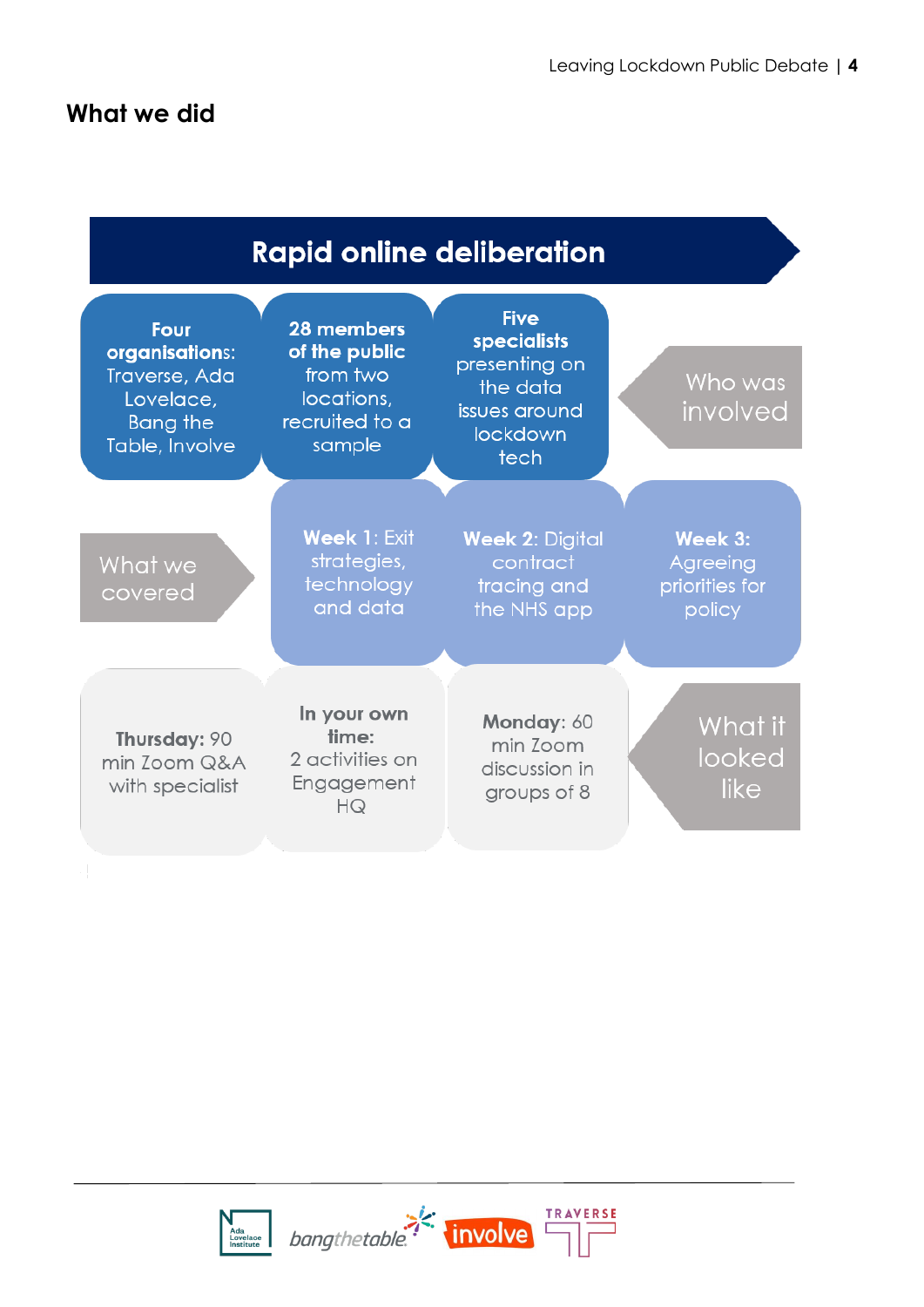## What we did

### Rapid online deliberation

**Who was involved**

- **Four organisations**: Traverse, Ada Lovelace, Bang the Table, Involve
- **28 members of the public** from two locations, recruited to a sample
- **Five specialists** presenting on the data issues around lockdown tech

**What we covered**

- **Week 1**: Exit strategies, technology and data
- **Week 2**: Digital contract tracing and the NHS app
- **Week 3**: Agreeing priorities for policy

**What it looked like**

- **Thursday**: 90 min Zoom Q&A with specialist
- **In your own time**: 2 activities on Engagement HQ
- **Monday**: 60 min Zoom discussion in groups of 8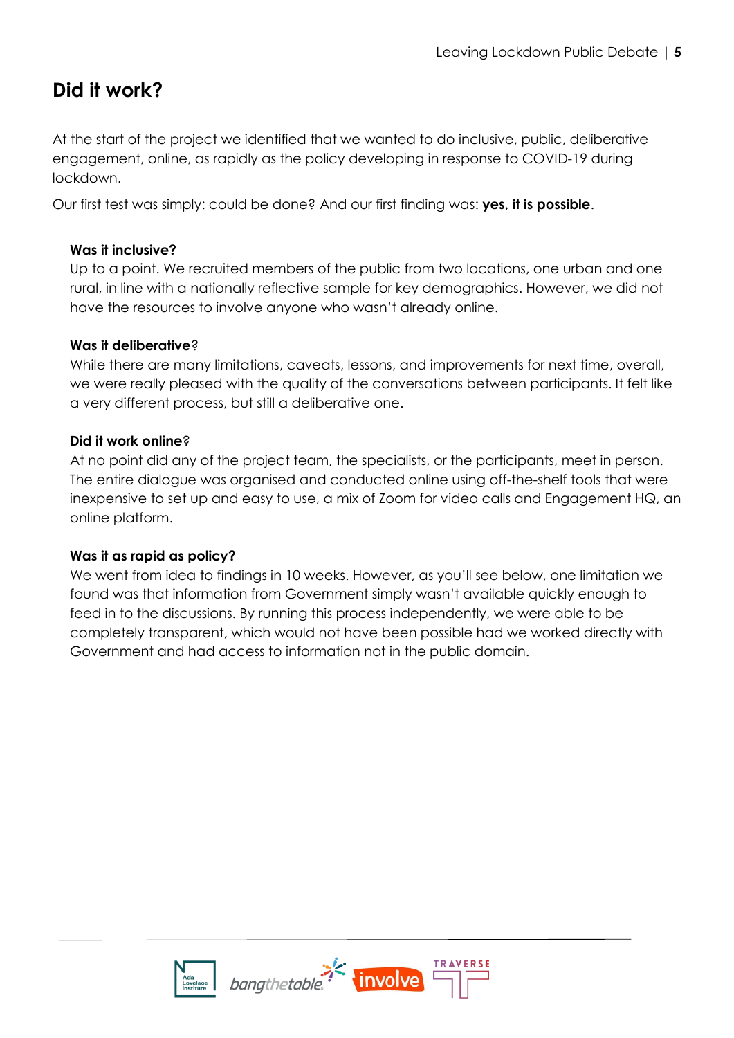## Did it work?

At the start of the project we identified that we wanted to do inclusive, public, deliberative engagement, online, as rapidly as the policy developing in response to COVID-19 during lockdown.

Our first test was simply: could be done? And our first finding was: **yes, it is possible**.

**Was it inclusive?**
Up to a point. We recruited members of the public from two locations, one urban and one rural, in line with a nationally reflective sample for key demographics. However, we did not have the resources to involve anyone who wasn't already online.

**Was it deliberative**?
While there are many limitations, caveats, lessons, and improvements for next time, overall, we were really pleased with the quality of the conversations between participants. It felt like a very different process, but still a deliberative one.

**Did it work online**?
At no point did any of the project team, the specialists, or the participants, meet in person. The entire dialogue was organised and conducted online using off-the-shelf tools that were inexpensive to set up and easy to use, a mix of Zoom for video calls and Engagement HQ, an online platform.

**Was it as rapid as policy?**
We went from idea to findings in 10 weeks. However, as you'll see below, one limitation we found was that information from Government simply wasn't available quickly enough to feed in to the discussions. By running this process independently, we were able to be completely transparent, which would not have been possible had we worked directly with Government and had access to information not in the public domain.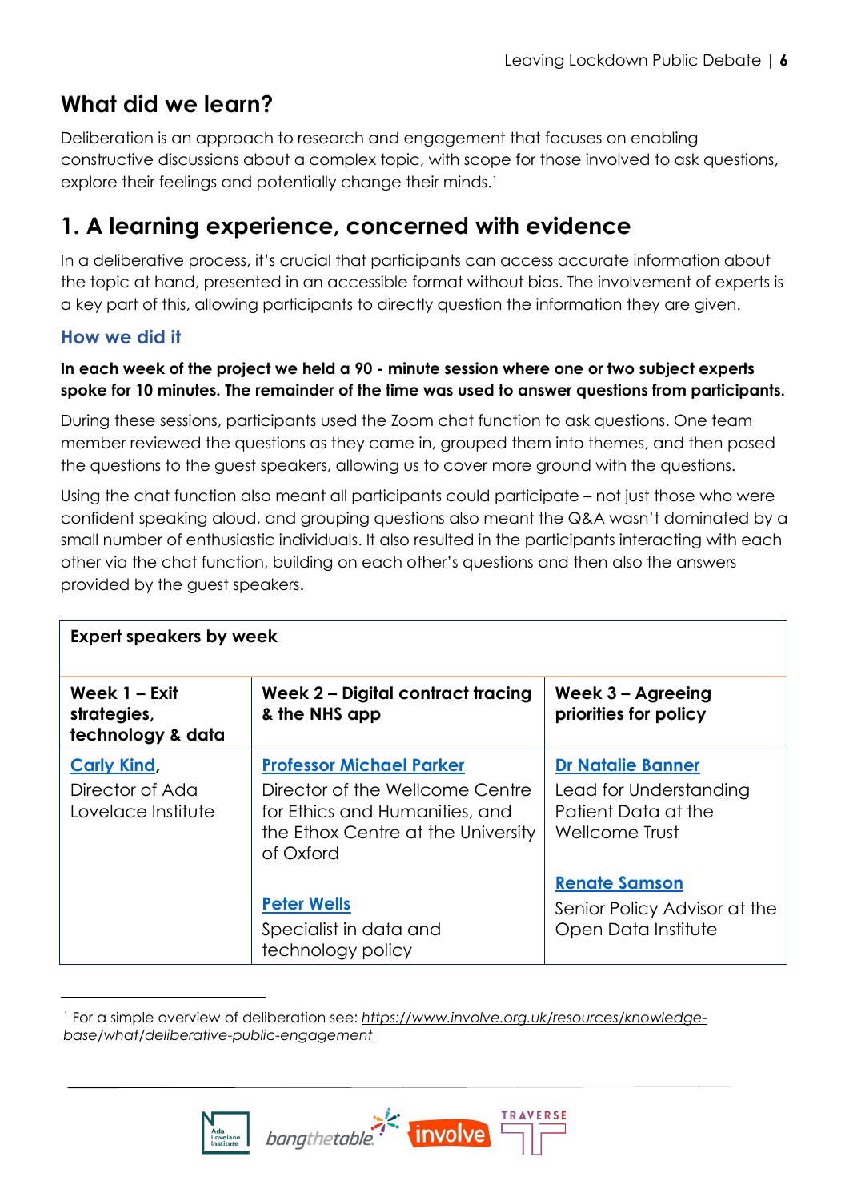# What did we learn?

Deliberation is an approach to research and engagement that focuses on enabling constructive discussions about a complex topic, with scope for those involved to ask questions, explore their feelings and potentially change their minds.[1]

## 1. A learning experience, concerned with evidence

In a deliberative process, it's crucial that participants can access accurate information about the topic at hand, presented in an accessible format without bias. The involvement of experts is a key part of this, allowing participants to directly question the information they are given.

### How we did it

**In each week of the project we held a 90 - minute session where one or two subject experts spoke for 10 minutes. The remainder of the time was used to answer questions from participants.**

During these sessions, participants used the Zoom chat function to ask questions. One team member reviewed the questions as they came in, grouped them into themes, and then posed the questions to the guest speakers, allowing us to cover more ground with the questions.

Using the chat function also meant all participants could participate – not just those who were confident speaking aloud, and grouping questions also meant the Q&A wasn't dominated by a small number of enthusiastic individuals. It also resulted in the participants interacting with each other via the chat function, building on each other's questions and then also the answers provided by the guest speakers.

| Expert speakers by week | | |
|---|---|---|
| **Week 1 – Exit strategies, technology & data** | **Week 2 – Digital contract tracing & the NHS app** | **Week 3 – Agreeing priorities for policy** |
| **Carly Kind**, Director of Ada Lovelace Institute | **Professor Michael Parker** Director of the Wellcome Centre for Ethics and Humanities, and the Ethox Centre at the University of Oxford<br><br>**Peter Wells** Specialist in data and technology policy | **Dr Natalie Banner** Lead for Understanding Patient Data at the Wellcome Trust<br><br>**Renate Samson** Senior Policy Advisor at the Open Data Institute |

[1] For a simple overview of deliberation see: *https://www.involve.org.uk/resources/knowledge-base/what/deliberative-public-engagement*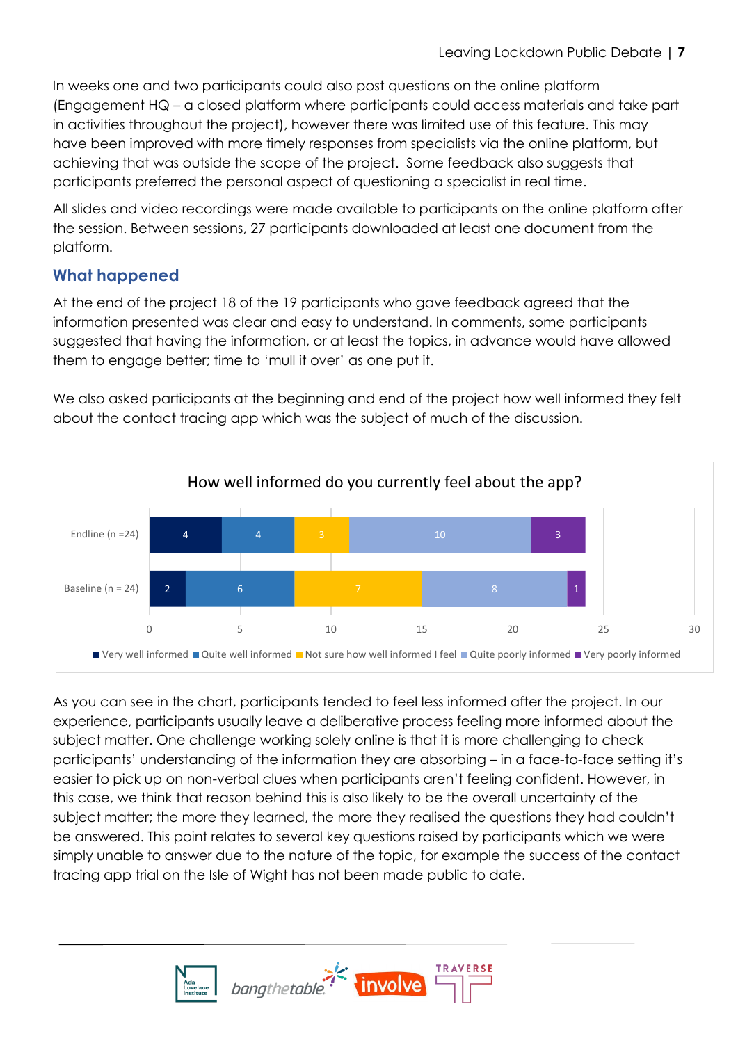In weeks one and two participants could also post questions on the online platform (Engagement HQ – a closed platform where participants could access materials and take part in activities throughout the project), however there was limited use of this feature. This may have been improved with more timely responses from specialists via the online platform, but achieving that was outside the scope of the project. Some feedback also suggests that participants preferred the personal aspect of questioning a specialist in real time.

All slides and video recordings were made available to participants on the online platform after the session. Between sessions, 27 participants downloaded at least one document from the platform.

## What happened

At the end of the project 18 of the 19 participants who gave feedback agreed that the information presented was clear and easy to understand. In comments, some participants suggested that having the information, or at least the topics, in advance would have allowed them to engage better; time to 'mull it over' as one put it.

We also asked participants at the beginning and end of the project how well informed they felt about the contact tracing app which was the subject of much of the discussion.

How well informed do you currently feel about the app?

| | Very well informed | Quite well informed | Not sure how well informed I feel | Quite poorly informed | Very poorly informed |
|---|---|---|---|---|---|
| Endline (n =24) | 4 | 4 | 3 | 10 | 3 |
| Baseline (n = 24) | 2 | 6 | 7 | 8 | 1 |

As you can see in the chart, participants tended to feel less informed after the project. In our experience, participants usually leave a deliberative process feeling more informed about the subject matter. One challenge working solely online is that it is more challenging to check participants' understanding of the information they are absorbing – in a face-to-face setting it's easier to pick up on non-verbal clues when participants aren't feeling confident. However, in this case, we think that reason behind this is also likely to be the overall uncertainty of the subject matter; the more they learned, the more they realised the questions they had couldn't be answered. This point relates to several key questions raised by participants which we were simply unable to answer due to the nature of the topic, for example the success of the contact tracing app trial on the Isle of Wight has not been made public to date.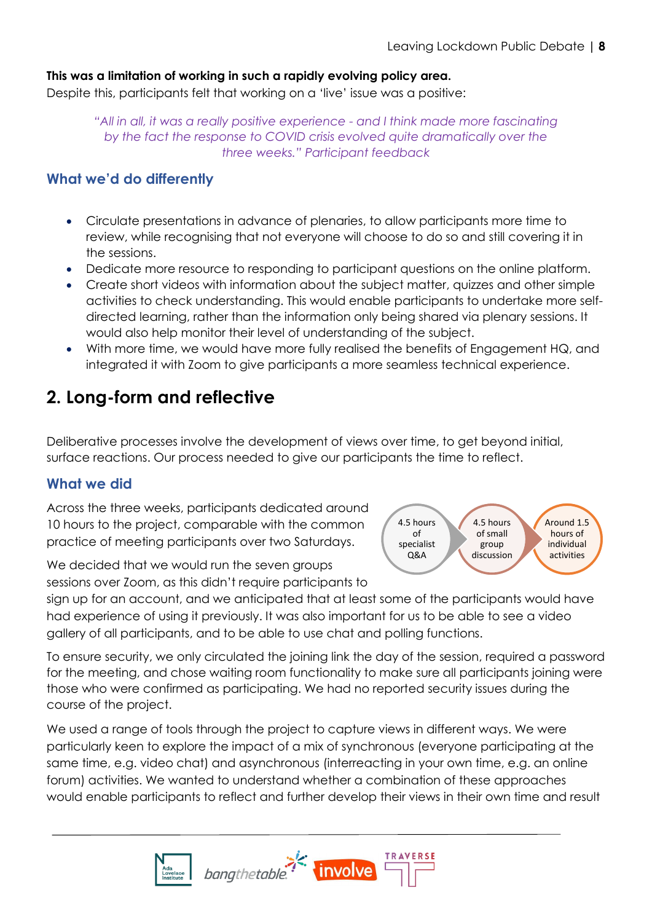**This was a limitation of working in such a rapidly evolving policy area.**
Despite this, participants felt that working on a 'live' issue was a positive:

> *"All in all, it was a really positive experience - and I think made more fascinating by the fact the response to COVID crisis evolved quite dramatically over the three weeks." Participant feedback*

### What we'd do differently

- Circulate presentations in advance of plenaries, to allow participants more time to review, while recognising that not everyone will choose to do so and still covering it in the sessions.
- Dedicate more resource to responding to participant questions on the online platform.
- Create short videos with information about the subject matter, quizzes and other simple activities to check understanding. This would enable participants to undertake more self-directed learning, rather than the information only being shared via plenary sessions. It would also help monitor their level of understanding of the subject.
- With more time, we would have more fully realised the benefits of Engagement HQ, and integrated it with Zoom to give participants a more seamless technical experience.

## 2. Long-form and reflective

Deliberative processes involve the development of views over time, to get beyond initial, surface reactions. Our process needed to give our participants the time to reflect.

### What we did

Across the three weeks, participants dedicated around 10 hours to the project, comparable with the common practice of meeting participants over two Saturdays.

4.5 hours of specialist Q&A → 4.5 hours of small group discussion → Around 1.5 hours of individual activities

We decided that we would run the seven groups sessions over Zoom, as this didn't require participants to sign up for an account, and we anticipated that at least some of the participants would have had experience of using it previously. It was also important for us to be able to see a video gallery of all participants, and to be able to use chat and polling functions.

To ensure security, we only circulated the joining link the day of the session, required a password for the meeting, and chose waiting room functionality to make sure all participants joining were those who were confirmed as participating. We had no reported security issues during the course of the project.

We used a range of tools through the project to capture views in different ways. We were particularly keen to explore the impact of a mix of synchronous (everyone participating at the same time, e.g. video chat) and asynchronous (interreacting in your own time, e.g. an online forum) activities. We wanted to understand whether a combination of these approaches would enable participants to reflect and further develop their views in their own time and result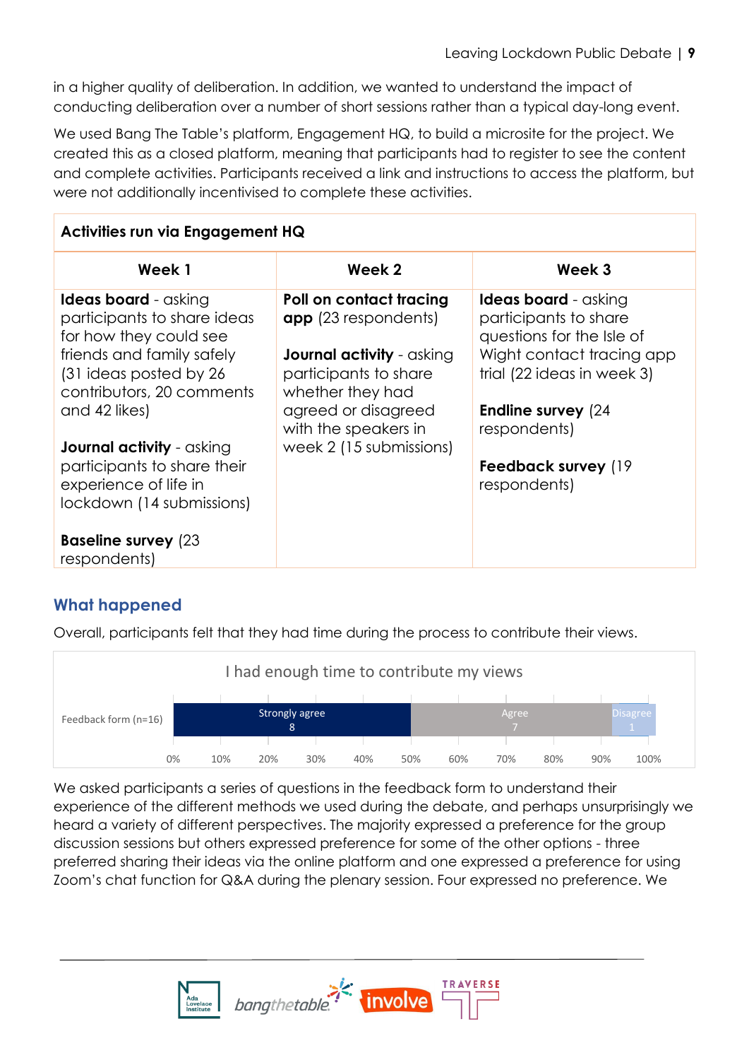in a higher quality of deliberation. In addition, we wanted to understand the impact of conducting deliberation over a number of short sessions rather than a typical day-long event.

We used Bang The Table's platform, Engagement HQ, to build a microsite for the project. We created this as a closed platform, meaning that participants had to register to see the content and complete activities. Participants received a link and instructions to access the platform, but were not additionally incentivised to complete these activities.

**Activities run via Engagement HQ**

| Week 1 | Week 2 | Week 3 |
|---|---|---|
| **Ideas board** - asking participants to share ideas for how they could see friends and family safely (31 ideas posted by 26 contributors, 20 comments and 42 likes)<br><br>**Journal activity** - asking participants to share their experience of life in lockdown (14 submissions)<br><br>**Baseline survey** (23 respondents) | **Poll on contact tracing app** (23 respondents)<br><br>**Journal activity** - asking participants to share whether they had agreed or disagreed with the speakers in week 2 (15 submissions) | **Ideas board** - asking participants to share questions for the Isle of Wight contact tracing app trial (22 ideas in week 3)<br><br>**Endline survey** (24 respondents)<br><br>**Feedback survey** (19 respondents) |

## What happened

Overall, participants felt that they had time during the process to contribute their views.

I had enough time to contribute my views

| | Strongly agree | Agree | Disagree |
|---|---|---|---|
| Feedback form (n=16) | 8 | 7 | 1 |

We asked participants a series of questions in the feedback form to understand their experience of the different methods we used during the debate, and perhaps unsurprisingly we heard a variety of different perspectives. The majority expressed a preference for the group discussion sessions but others expressed preference for some of the other options - three preferred sharing their ideas via the online platform and one expressed a preference for using Zoom's chat function for Q&A during the plenary session. Four expressed no preference. We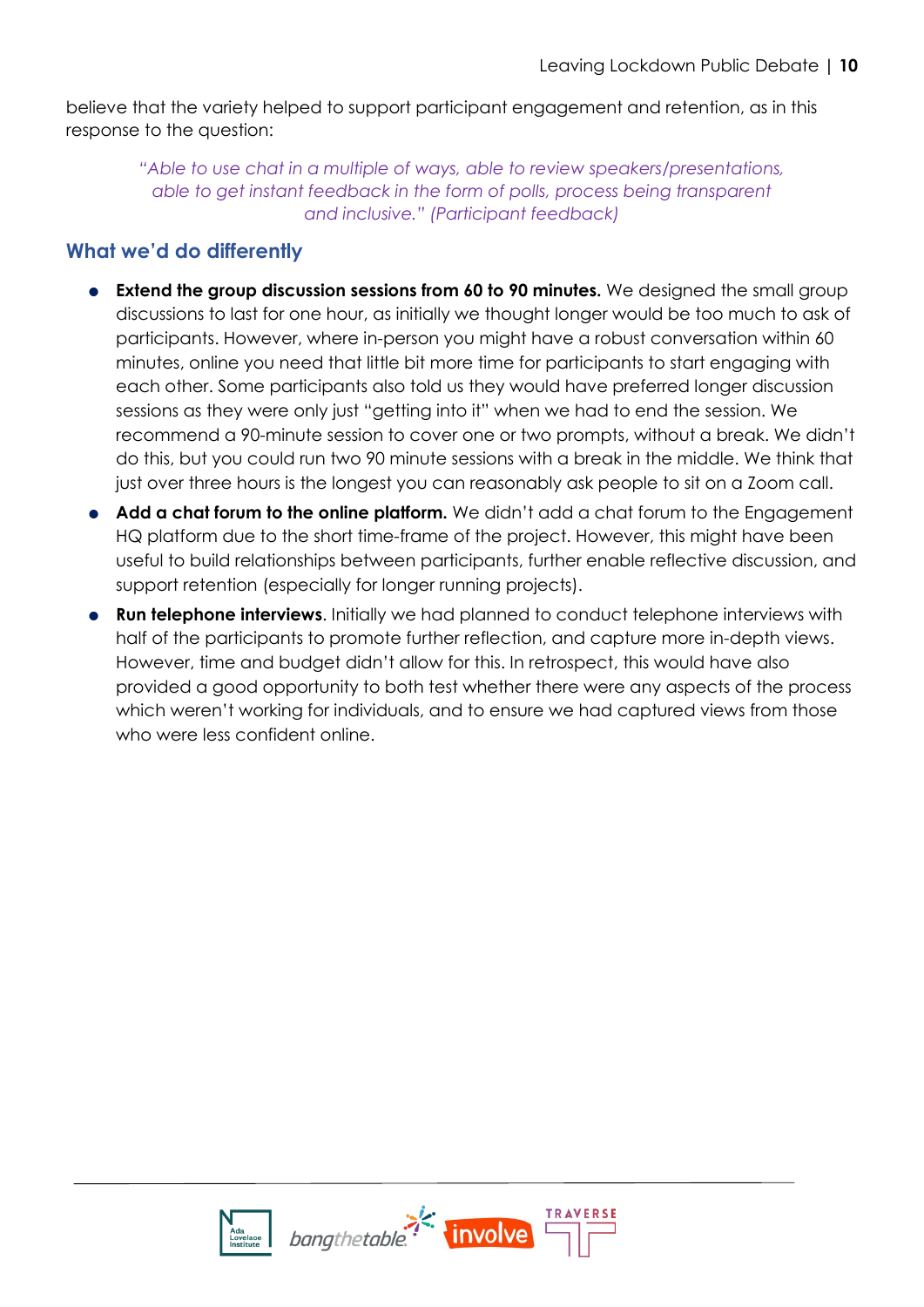believe that the variety helped to support participant engagement and retention, as in this response to the question:

> *"Able to use chat in a multiple of ways, able to review speakers/presentations, able to get instant feedback in the form of polls, process being transparent and inclusive." (Participant feedback)*

## What we'd do differently

- **Extend the group discussion sessions from 60 to 90 minutes.** We designed the small group discussions to last for one hour, as initially we thought longer would be too much to ask of participants. However, where in-person you might have a robust conversation within 60 minutes, online you need that little bit more time for participants to start engaging with each other. Some participants also told us they would have preferred longer discussion sessions as they were only just "getting into it" when we had to end the session. We recommend a 90-minute session to cover one or two prompts, without a break. We didn't do this, but you could run two 90 minute sessions with a break in the middle. We think that just over three hours is the longest you can reasonably ask people to sit on a Zoom call.
- **Add a chat forum to the online platform.** We didn't add a chat forum to the Engagement HQ platform due to the short time-frame of the project. However, this might have been useful to build relationships between participants, further enable reflective discussion, and support retention (especially for longer running projects).
- **Run telephone interviews**. Initially we had planned to conduct telephone interviews with half of the participants to promote further reflection, and capture more in-depth views. However, time and budget didn't allow for this. In retrospect, this would have also provided a good opportunity to both test whether there were any aspects of the process which weren't working for individuals, and to ensure we had captured views from those who were less confident online.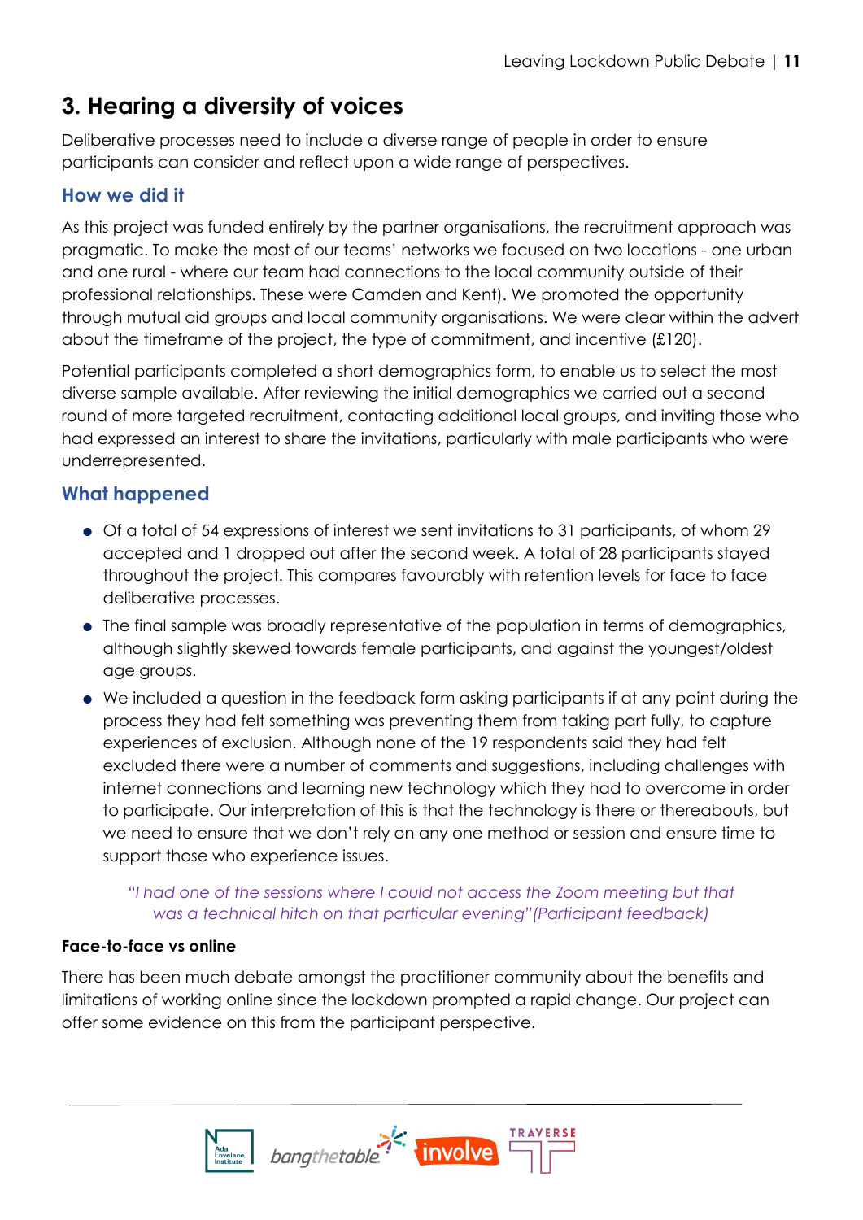## 3. Hearing a diversity of voices

Deliberative processes need to include a diverse range of people in order to ensure participants can consider and reflect upon a wide range of perspectives.

### How we did it

As this project was funded entirely by the partner organisations, the recruitment approach was pragmatic. To make the most of our teams' networks we focused on two locations - one urban and one rural - where our team had connections to the local community outside of their professional relationships. These were Camden and Kent). We promoted the opportunity through mutual aid groups and local community organisations. We were clear within the advert about the timeframe of the project, the type of commitment, and incentive (£120).

Potential participants completed a short demographics form, to enable us to select the most diverse sample available. After reviewing the initial demographics we carried out a second round of more targeted recruitment, contacting additional local groups, and inviting those who had expressed an interest to share the invitations, particularly with male participants who were underrepresented.

### What happened

- Of a total of 54 expressions of interest we sent invitations to 31 participants, of whom 29 accepted and 1 dropped out after the second week. A total of 28 participants stayed throughout the project. This compares favourably with retention levels for face to face deliberative processes.
- The final sample was broadly representative of the population in terms of demographics, although slightly skewed towards female participants, and against the youngest/oldest age groups.
- We included a question in the feedback form asking participants if at any point during the process they had felt something was preventing them from taking part fully, to capture experiences of exclusion. Although none of the 19 respondents said they had felt excluded there were a number of comments and suggestions, including challenges with internet connections and learning new technology which they had to overcome in order to participate. Our interpretation of this is that the technology is there or thereabouts, but we need to ensure that we don't rely on any one method or session and ensure time to support those who experience issues.

*"I had one of the sessions where I could not access the Zoom meeting but that was a technical hitch on that particular evening"(Participant feedback)*

**Face-to-face vs online**

There has been much debate amongst the practitioner community about the benefits and limitations of working online since the lockdown prompted a rapid change. Our project can offer some evidence on this from the participant perspective.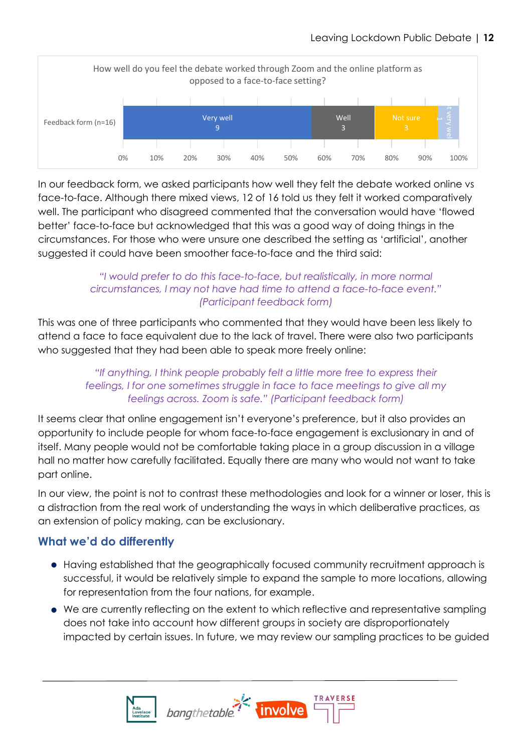How well do you feel the debate worked through Zoom and the online platform as opposed to a face-to-face setting?

| | Very well | Well | Not sure | Not very well |
|---|---|---|---|---|
| Feedback form (n=16) | 9 | 3 | 3 | 1 |

In our feedback form, we asked participants how well they felt the debate worked online vs face-to-face. Although there mixed views, 12 of 16 told us they felt it worked comparatively well. The participant who disagreed commented that the conversation would have 'flowed better' face-to-face but acknowledged that this was a good way of doing things in the circumstances. For those who were unsure one described the setting as 'artificial', another suggested it could have been smoother face-to-face and the third said:

> *"I would prefer to do this face-to-face, but realistically, in more normal circumstances, I may not have had time to attend a face-to-face event." (Participant feedback form)*

This was one of three participants who commented that they would have been less likely to attend a face to face equivalent due to the lack of travel. There were also two participants who suggested that they had been able to speak more freely online:

> *"If anything, I think people probably felt a little more free to express their feelings, I for one sometimes struggle in face to face meetings to give all my feelings across. Zoom is safe." (Participant feedback form)*

It seems clear that online engagement isn't everyone's preference, but it also provides an opportunity to include people for whom face-to-face engagement is exclusionary in and of itself. Many people would not be comfortable taking place in a group discussion in a village hall no matter how carefully facilitated. Equally there are many who would not want to take part online.

In our view, the point is not to contrast these methodologies and look for a winner or loser, this is a distraction from the real work of understanding the ways in which deliberative practices, as an extension of policy making, can be exclusionary.

## What we'd do differently

- Having established that the geographically focused community recruitment approach is successful, it would be relatively simple to expand the sample to more locations, allowing for representation from the four nations, for example.
- We are currently reflecting on the extent to which reflective and representative sampling does not take into account how different groups in society are disproportionately impacted by certain issues. In future, we may review our sampling practices to be guided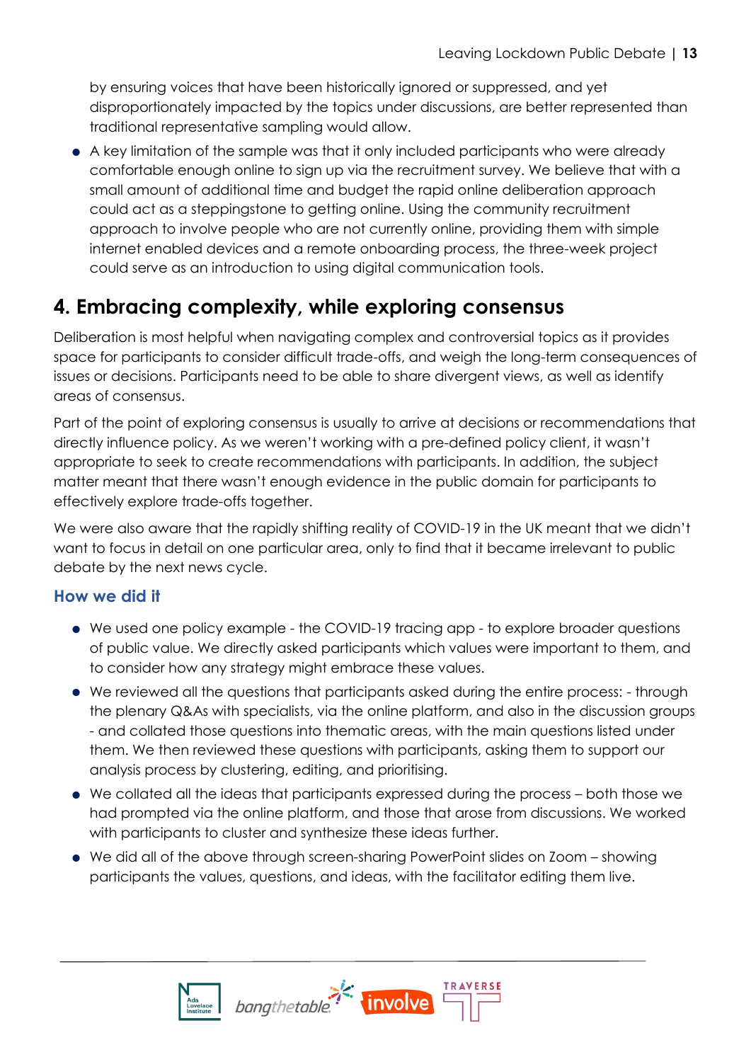by ensuring voices that have been historically ignored or suppressed, and yet disproportionately impacted by the topics under discussions, are better represented than traditional representative sampling would allow.

- A key limitation of the sample was that it only included participants who were already comfortable enough online to sign up via the recruitment survey. We believe that with a small amount of additional time and budget the rapid online deliberation approach could act as a steppingstone to getting online. Using the community recruitment approach to involve people who are not currently online, providing them with simple internet enabled devices and a remote onboarding process, the three-week project could serve as an introduction to using digital communication tools.

## 4. Embracing complexity, while exploring consensus

Deliberation is most helpful when navigating complex and controversial topics as it provides space for participants to consider difficult trade-offs, and weigh the long-term consequences of issues or decisions. Participants need to be able to share divergent views, as well as identify areas of consensus.

Part of the point of exploring consensus is usually to arrive at decisions or recommendations that directly influence policy. As we weren't working with a pre-defined policy client, it wasn't appropriate to seek to create recommendations with participants. In addition, the subject matter meant that there wasn't enough evidence in the public domain for participants to effectively explore trade-offs together.

We were also aware that the rapidly shifting reality of COVID-19 in the UK meant that we didn't want to focus in detail on one particular area, only to find that it became irrelevant to public debate by the next news cycle.

### How we did it

- We used one policy example - the COVID-19 tracing app - to explore broader questions of public value. We directly asked participants which values were important to them, and to consider how any strategy might embrace these values.
- We reviewed all the questions that participants asked during the entire process: - through the plenary Q&As with specialists, via the online platform, and also in the discussion groups - and collated those questions into thematic areas, with the main questions listed under them. We then reviewed these questions with participants, asking them to support our analysis process by clustering, editing, and prioritising.
- We collated all the ideas that participants expressed during the process – both those we had prompted via the online platform, and those that arose from discussions. We worked with participants to cluster and synthesize these ideas further.
- We did all of the above through screen-sharing PowerPoint slides on Zoom – showing participants the values, questions, and ideas, with the facilitator editing them live.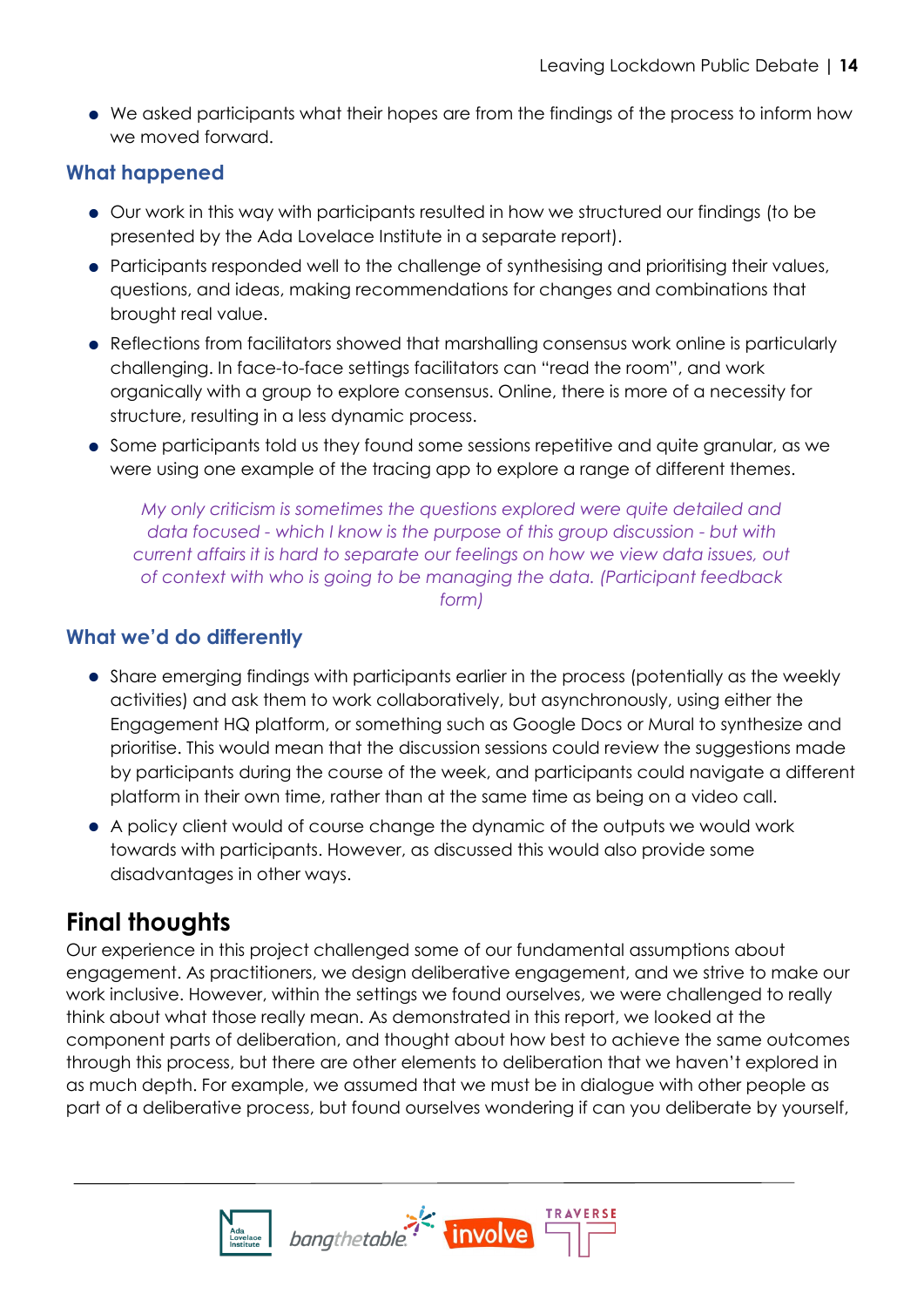- We asked participants what their hopes are from the findings of the process to inform how we moved forward.

### What happened

- Our work in this way with participants resulted in how we structured our findings (to be presented by the Ada Lovelace Institute in a separate report).
- Participants responded well to the challenge of synthesising and prioritising their values, questions, and ideas, making recommendations for changes and combinations that brought real value.
- Reflections from facilitators showed that marshalling consensus work online is particularly challenging. In face-to-face settings facilitators can "read the room", and work organically with a group to explore consensus. Online, there is more of a necessity for structure, resulting in a less dynamic process.
- Some participants told us they found some sessions repetitive and quite granular, as we were using one example of the tracing app to explore a range of different themes.

> *My only criticism is sometimes the questions explored were quite detailed and data focused - which I know is the purpose of this group discussion - but with current affairs it is hard to separate our feelings on how we view data issues, out of context with who is going to be managing the data. (Participant feedback form)*

### What we'd do differently

- Share emerging findings with participants earlier in the process (potentially as the weekly activities) and ask them to work collaboratively, but asynchronously, using either the Engagement HQ platform, or something such as Google Docs or Mural to synthesize and prioritise. This would mean that the discussion sessions could review the suggestions made by participants during the course of the week, and participants could navigate a different platform in their own time, rather than at the same time as being on a video call.
- A policy client would of course change the dynamic of the outputs we would work towards with participants. However, as discussed this would also provide some disadvantages in other ways.

## Final thoughts

Our experience in this project challenged some of our fundamental assumptions about engagement. As practitioners, we design deliberative engagement, and we strive to make our work inclusive. However, within the settings we found ourselves, we were challenged to really think about what those really mean. As demonstrated in this report, we looked at the component parts of deliberation, and thought about how best to achieve the same outcomes through this process, but there are other elements to deliberation that we haven't explored in as much depth. For example, we assumed that we must be in dialogue with other people as part of a deliberative process, but found ourselves wondering if can you deliberate by yourself,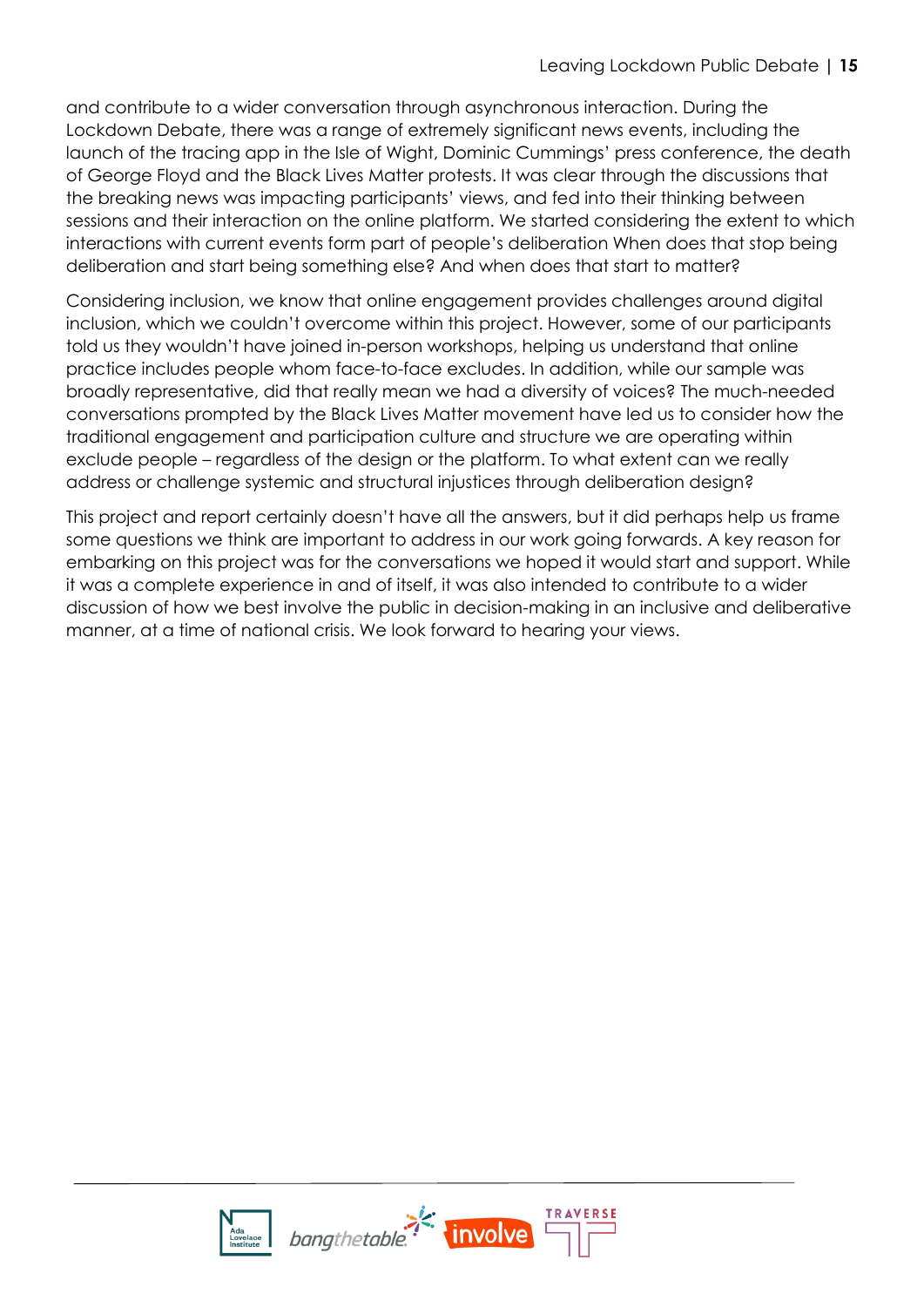and contribute to a wider conversation through asynchronous interaction. During the Lockdown Debate, there was a range of extremely significant news events, including the launch of the tracing app in the Isle of Wight, Dominic Cummings' press conference, the death of George Floyd and the Black Lives Matter protests. It was clear through the discussions that the breaking news was impacting participants' views, and fed into their thinking between sessions and their interaction on the online platform. We started considering the extent to which interactions with current events form part of people's deliberation When does that stop being deliberation and start being something else? And when does that start to matter?

Considering inclusion, we know that online engagement provides challenges around digital inclusion, which we couldn't overcome within this project. However, some of our participants told us they wouldn't have joined in-person workshops, helping us understand that online practice includes people whom face-to-face excludes. In addition, while our sample was broadly representative, did that really mean we had a diversity of voices? The much-needed conversations prompted by the Black Lives Matter movement have led us to consider how the traditional engagement and participation culture and structure we are operating within exclude people – regardless of the design or the platform. To what extent can we really address or challenge systemic and structural injustices through deliberation design?

This project and report certainly doesn't have all the answers, but it did perhaps help us frame some questions we think are important to address in our work going forwards. A key reason for embarking on this project was for the conversations we hoped it would start and support. While it was a complete experience in and of itself, it was also intended to contribute to a wider discussion of how we best involve the public in decision-making in an inclusive and deliberative manner, at a time of national crisis. We look forward to hearing your views.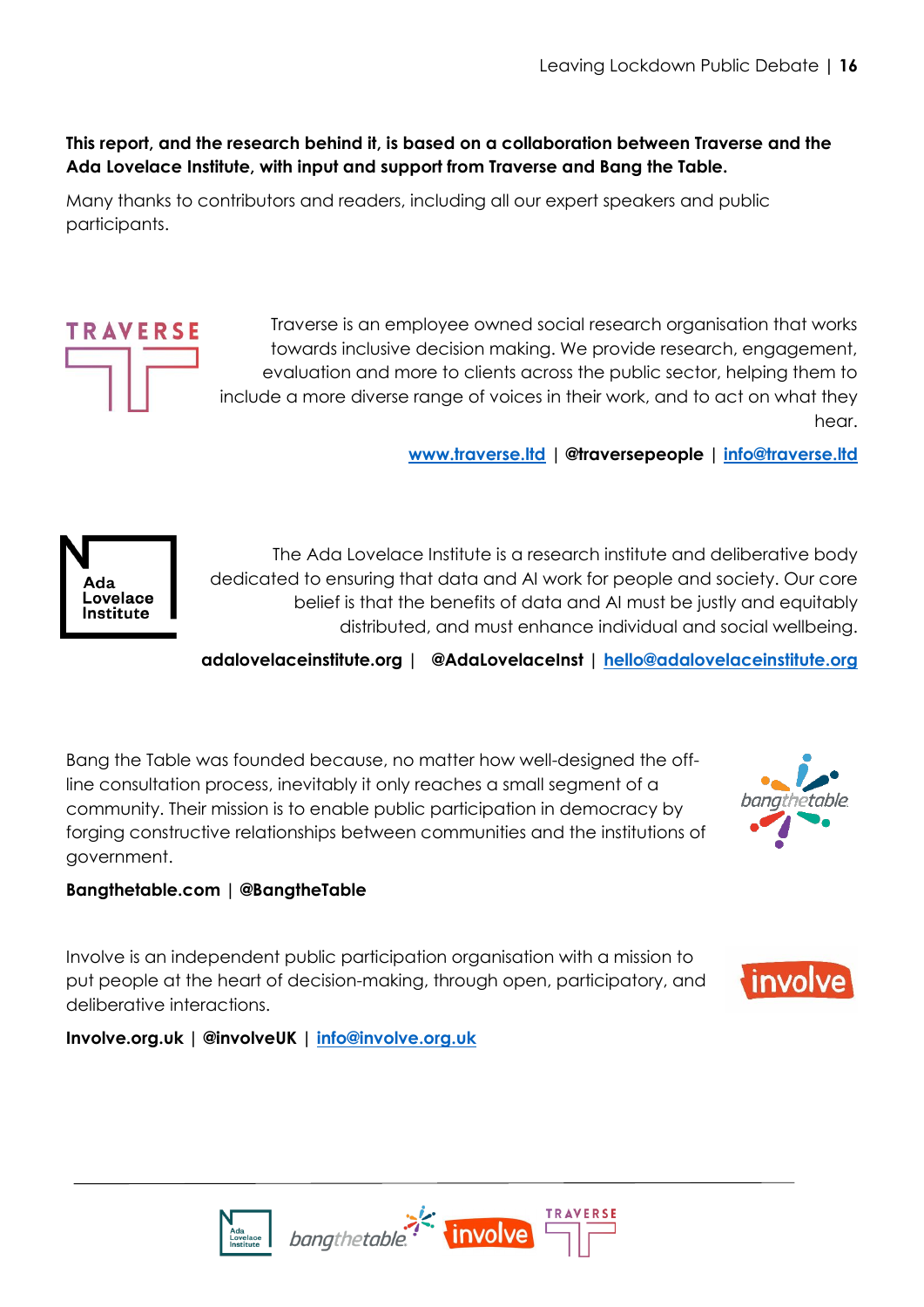**This report, and the research behind it, is based on a collaboration between Traverse and the Ada Lovelace Institute, with input and support from Traverse and Bang the Table.**

Many thanks to contributors and readers, including all our expert speakers and public participants.

Traverse is an employee owned social research organisation that works towards inclusive decision making. We provide research, engagement, evaluation and more to clients across the public sector, helping them to include a more diverse range of voices in their work, and to act on what they hear.

**www.traverse.ltd | @traversepeople | info@traverse.ltd**

The Ada Lovelace Institute is a research institute and deliberative body dedicated to ensuring that data and AI work for people and society. Our core belief is that the benefits of data and AI must be justly and equitably distributed, and must enhance individual and social wellbeing.

**adalovelaceinstitute.org | @AdaLovelaceInst | hello@adalovelaceinstitute.org**

Bang the Table was founded because, no matter how well-designed the off-line consultation process, inevitably it only reaches a small segment of a community. Their mission is to enable public participation in democracy by forging constructive relationships between communities and the institutions of government.

**Bangthetable.com | @BangtheTable**

Involve is an independent public participation organisation with a mission to put people at the heart of decision-making, through open, participatory, and deliberative interactions.

**Involve.org.uk | @involveUK | info@involve.org.uk**